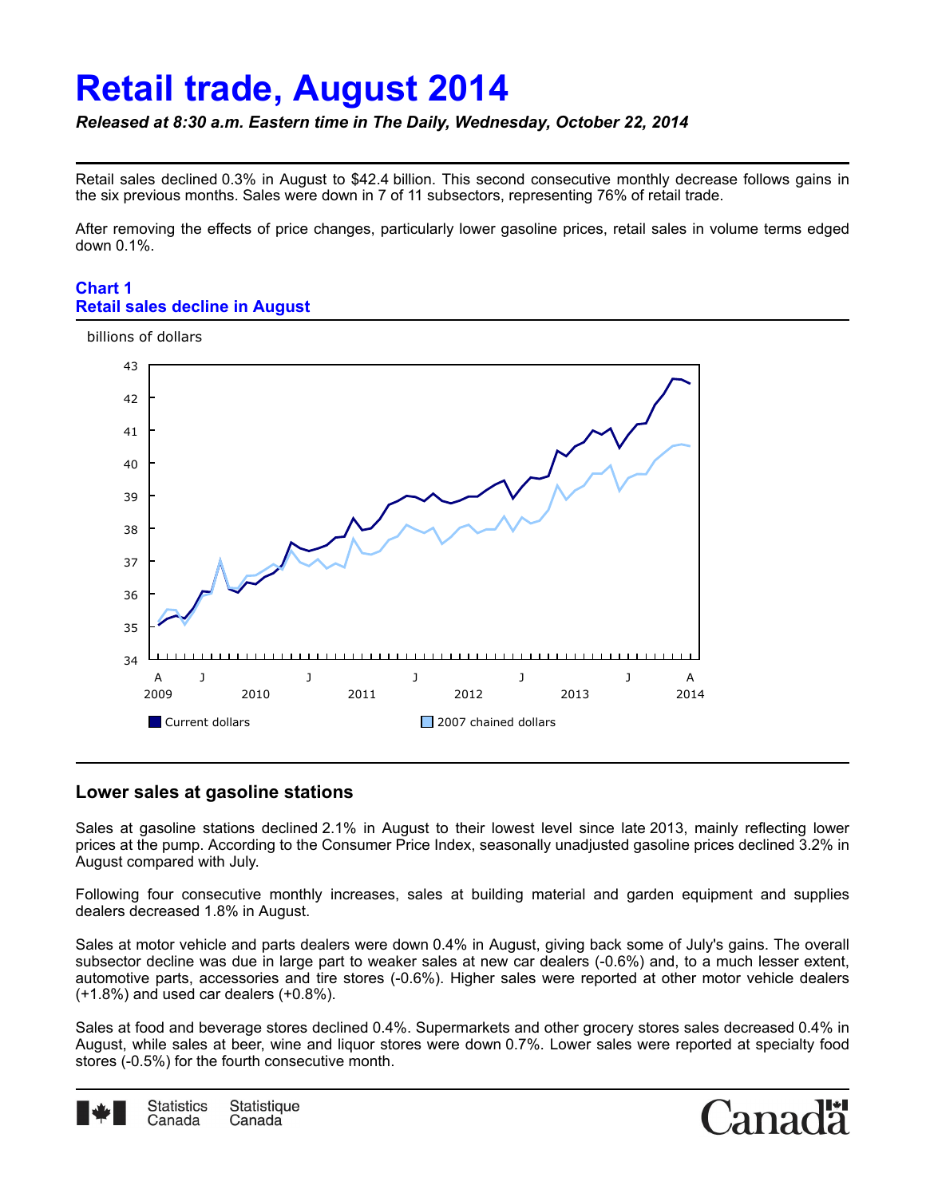# Retail trade, August 2014

***Released at 8:30 a.m. Eastern time in The Daily, Wednesday, October 22, 2014***

Retail sales declined 0.3% in August to $42.4 billion. This second consecutive monthly decrease follows gains in the six previous months. Sales were down in 7 of 11 subsectors, representing 76% of retail trade.

After removing the effects of price changes, particularly lower gasoline prices, retail sales in volume terms edged down 0.1%.

### Chart 1
### Retail sales decline in August

billions of dollars

Current dollars | 2007 chained dollars

## Lower sales at gasoline stations

Sales at gasoline stations declined 2.1% in August to their lowest level since late 2013, mainly reflecting lower prices at the pump. According to the Consumer Price Index, seasonally unadjusted gasoline prices declined 3.2% in August compared with July.

Following four consecutive monthly increases, sales at building material and garden equipment and supplies dealers decreased 1.8% in August.

Sales at motor vehicle and parts dealers were down 0.4% in August, giving back some of July's gains. The overall subsector decline was due in large part to weaker sales at new car dealers (-0.6%) and, to a much lesser extent, automotive parts, accessories and tire stores (-0.6%). Higher sales were reported at other motor vehicle dealers (+1.8%) and used car dealers (+0.8%).

Sales at food and beverage stores declined 0.4%. Supermarkets and other grocery stores sales decreased 0.4% in August, while sales at beer, wine and liquor stores were down 0.7%. Lower sales were reported at specialty food stores (-0.5%) for the fourth consecutive month.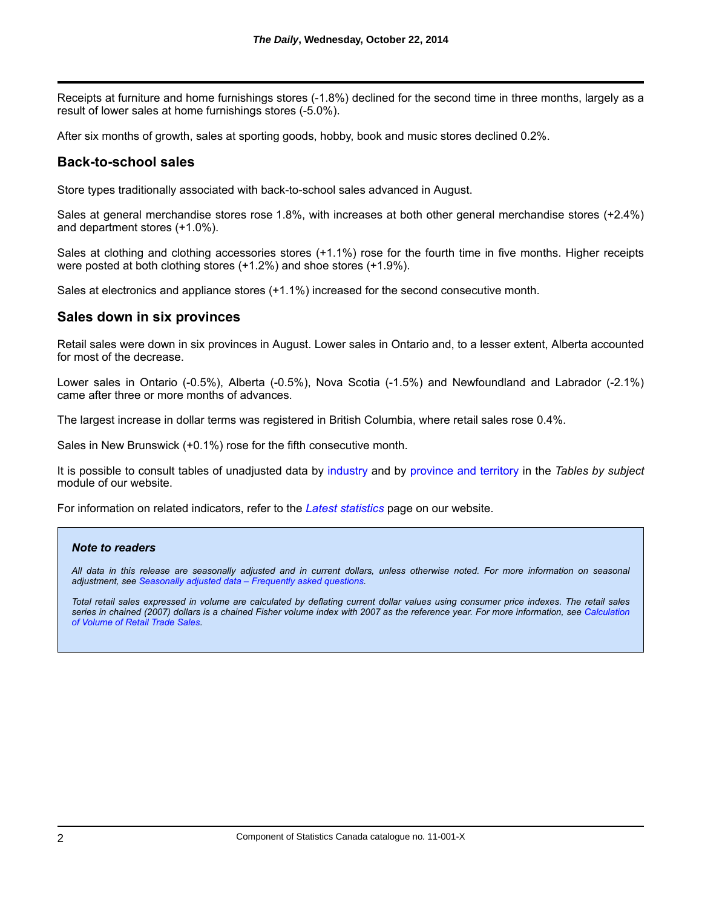Receipts at furniture and home furnishings stores (-1.8%) declined for the second time in three months, largely as a result of lower sales at home furnishings stores (-5.0%).

After six months of growth, sales at sporting goods, hobby, book and music stores declined 0.2%.

## Back-to-school sales

Store types traditionally associated with back-to-school sales advanced in August.

Sales at general merchandise stores rose 1.8%, with increases at both other general merchandise stores (+2.4%) and department stores (+1.0%).

Sales at clothing and clothing accessories stores (+1.1%) rose for the fourth time in five months. Higher receipts were posted at both clothing stores (+1.2%) and shoe stores (+1.9%).

Sales at electronics and appliance stores (+1.1%) increased for the second consecutive month.

## Sales down in six provinces

Retail sales were down in six provinces in August. Lower sales in Ontario and, to a lesser extent, Alberta accounted for most of the decrease.

Lower sales in Ontario (-0.5%), Alberta (-0.5%), Nova Scotia (-1.5%) and Newfoundland and Labrador (-2.1%) came after three or more months of advances.

The largest increase in dollar terms was registered in British Columbia, where retail sales rose 0.4%.

Sales in New Brunswick (+0.1%) rose for the fifth consecutive month.

It is possible to consult tables of unadjusted data by industry and by province and territory in the *Tables by subject* module of our website.

For information on related indicators, refer to the *Latest statistics* page on our website.

### *Note to readers*

*All data in this release are seasonally adjusted and in current dollars, unless otherwise noted. For more information on seasonal adjustment, see Seasonally adjusted data – Frequently asked questions.*

*Total retail sales expressed in volume are calculated by deflating current dollar values using consumer price indexes. The retail sales series in chained (2007) dollars is a chained Fisher volume index with 2007 as the reference year. For more information, see Calculation of Volume of Retail Trade Sales.*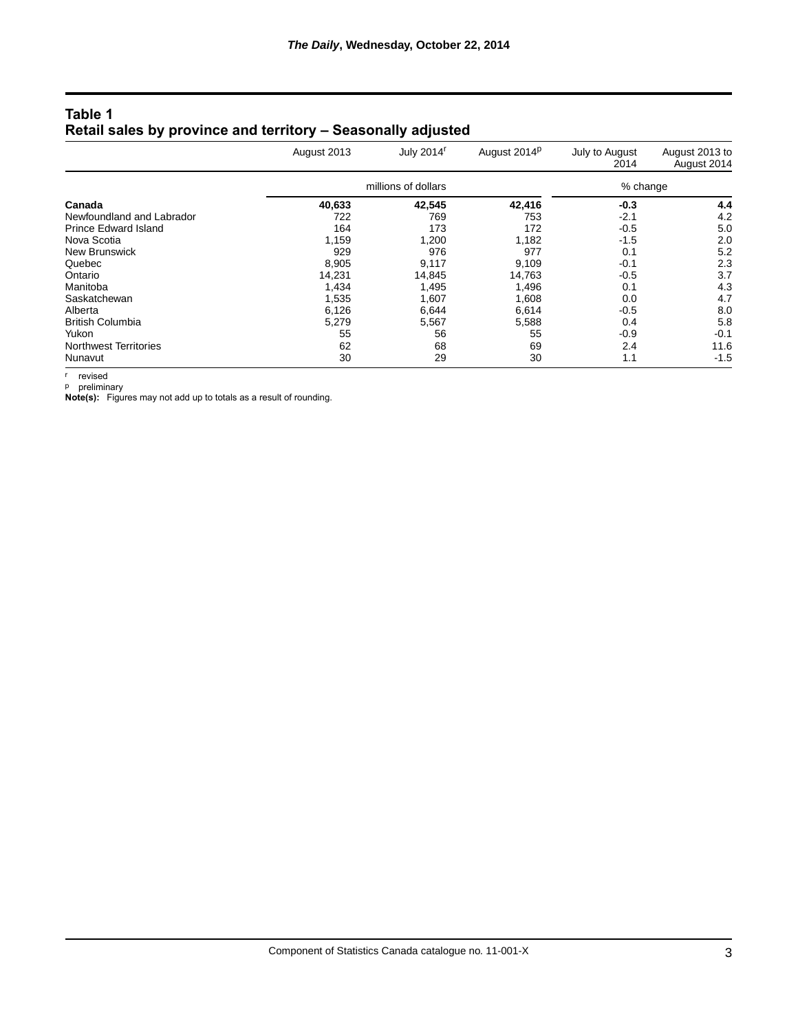## Table 1
## Retail sales by province and territory – Seasonally adjusted

| | August 2013 | July 2014[r] | August 2014[p] | July to August 2014 | August 2013 to August 2014 |
|---|---|---|---|---|---|
| | millions of dollars | | | % change | |
| **Canada** | **40,633** | **42,545** | **42,416** | **-0.3** | **4.4** |
| Newfoundland and Labrador | 722 | 769 | 753 | -2.1 | 4.2 |
| Prince Edward Island | 164 | 173 | 172 | -0.5 | 5.0 |
| Nova Scotia | 1,159 | 1,200 | 1,182 | -1.5 | 2.0 |
| New Brunswick | 929 | 976 | 977 | 0.1 | 5.2 |
| Quebec | 8,905 | 9,117 | 9,109 | -0.1 | 2.3 |
| Ontario | 14,231 | 14,845 | 14,763 | -0.5 | 3.7 |
| Manitoba | 1,434 | 1,495 | 1,496 | 0.1 | 4.3 |
| Saskatchewan | 1,535 | 1,607 | 1,608 | 0.0 | 4.7 |
| Alberta | 6,126 | 6,644 | 6,614 | -0.5 | 8.0 |
| British Columbia | 5,279 | 5,567 | 5,588 | 0.4 | 5.8 |
| Yukon | 55 | 56 | 55 | -0.9 | -0.1 |
| Northwest Territories | 62 | 68 | 69 | 2.4 | 11.6 |
| Nunavut | 30 | 29 | 30 | 1.1 | -1.5 |

r revised
p preliminary
**Note(s):** Figures may not add up to totals as a result of rounding.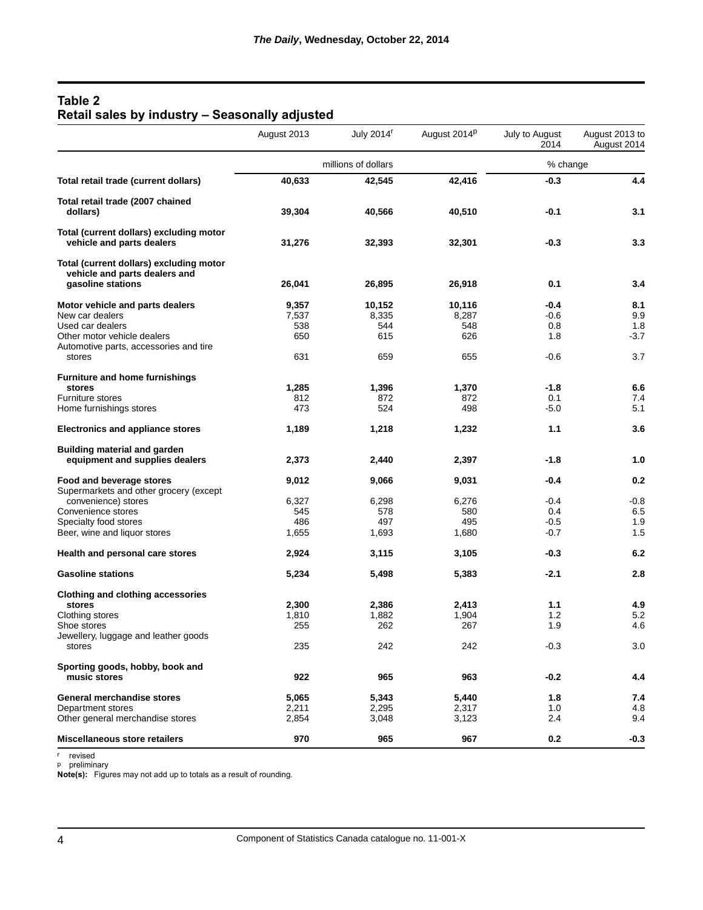## Table 2
## Retail sales by industry – Seasonally adjusted

| | August 2013 | July 2014[r] | August 2014[p] | July to August 2014 | August 2013 to August 2014 |
|---|---|---|---|---|---|
| | millions of dollars | | | % change | |
| **Total retail trade (current dollars)** | **40,633** | **42,545** | **42,416** | **-0.3** | **4.4** |
| **Total retail trade (2007 chained dollars)** | **39,304** | **40,566** | **40,510** | **-0.1** | **3.1** |
| **Total (current dollars) excluding motor vehicle and parts dealers** | **31,276** | **32,393** | **32,301** | **-0.3** | **3.3** |
| **Total (current dollars) excluding motor vehicle and parts dealers and gasoline stations** | **26,041** | **26,895** | **26,918** | **0.1** | **3.4** |
| **Motor vehicle and parts dealers** | **9,357** | **10,152** | **10,116** | **-0.4** | **8.1** |
| New car dealers | 7,537 | 8,335 | 8,287 | -0.6 | 9.9 |
| Used car dealers | 538 | 544 | 548 | 0.8 | 1.8 |
| Other motor vehicle dealers | 650 | 615 | 626 | 1.8 | -3.7 |
| Automotive parts, accessories and tire stores | 631 | 659 | 655 | -0.6 | 3.7 |
| **Furniture and home furnishings stores** | **1,285** | **1,396** | **1,370** | **-1.8** | **6.6** |
| Furniture stores | 812 | 872 | 872 | 0.1 | 7.4 |
| Home furnishings stores | 473 | 524 | 498 | -5.0 | 5.1 |
| **Electronics and appliance stores** | **1,189** | **1,218** | **1,232** | **1.1** | **3.6** |
| **Building material and garden equipment and supplies dealers** | **2,373** | **2,440** | **2,397** | **-1.8** | **1.0** |
| **Food and beverage stores** | **9,012** | **9,066** | **9,031** | **-0.4** | **0.2** |
| Supermarkets and other grocery (except convenience) stores | 6,327 | 6,298 | 6,276 | -0.4 | -0.8 |
| Convenience stores | 545 | 578 | 580 | 0.4 | 6.5 |
| Specialty food stores | 486 | 497 | 495 | -0.5 | 1.9 |
| Beer, wine and liquor stores | 1,655 | 1,693 | 1,680 | -0.7 | 1.5 |
| **Health and personal care stores** | **2,924** | **3,115** | **3,105** | **-0.3** | **6.2** |
| **Gasoline stations** | **5,234** | **5,498** | **5,383** | **-2.1** | **2.8** |
| **Clothing and clothing accessories stores** | **2,300** | **2,386** | **2,413** | **1.1** | **4.9** |
| Clothing stores | 1,810 | 1,882 | 1,904 | 1.2 | 5.2 |
| Shoe stores | 255 | 262 | 267 | 1.9 | 4.6 |
| Jewellery, luggage and leather goods stores | 235 | 242 | 242 | -0.3 | 3.0 |
| **Sporting goods, hobby, book and music stores** | **922** | **965** | **963** | **-0.2** | **4.4** |
| **General merchandise stores** | **5,065** | **5,343** | **5,440** | **1.8** | **7.4** |
| Department stores | 2,211 | 2,295 | 2,317 | 1.0 | 4.8 |
| Other general merchandise stores | 2,854 | 3,048 | 3,123 | 2.4 | 9.4 |
| **Miscellaneous store retailers** | **970** | **965** | **967** | **0.2** | **-0.3** |

r revised
p preliminary
**Note(s):** Figures may not add up to totals as a result of rounding.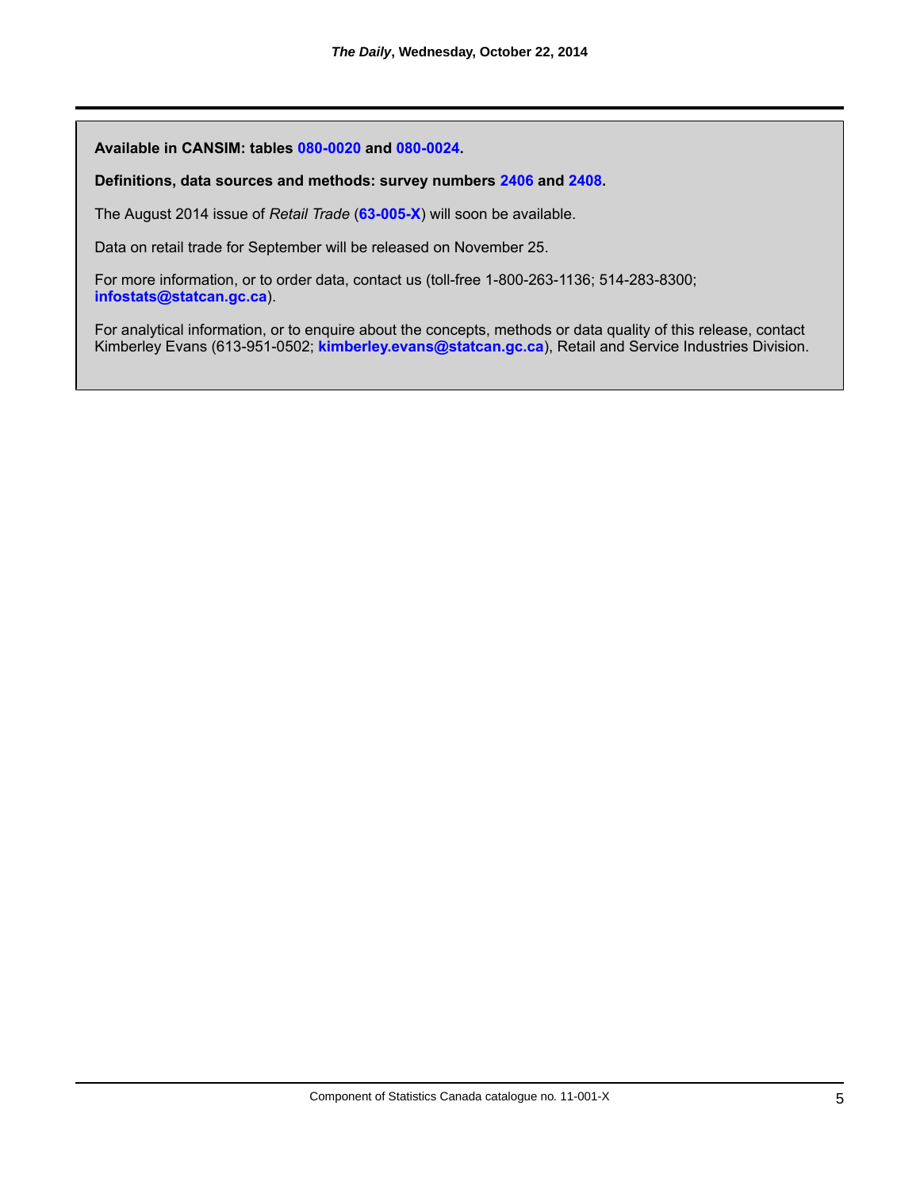**Available in CANSIM: tables 080-0020 and 080-0024.**

**Definitions, data sources and methods: survey numbers 2406 and 2408.**

The August 2014 issue of *Retail Trade* (**63-005-X**) will soon be available.

Data on retail trade for September will be released on November 25.

For more information, or to order data, contact us (toll-free 1-800-263-1136; 514-283-8300; **infostats@statcan.gc.ca**).

For analytical information, or to enquire about the concepts, methods or data quality of this release, contact Kimberley Evans (613-951-0502; **kimberley.evans@statcan.gc.ca**), Retail and Service Industries Division.